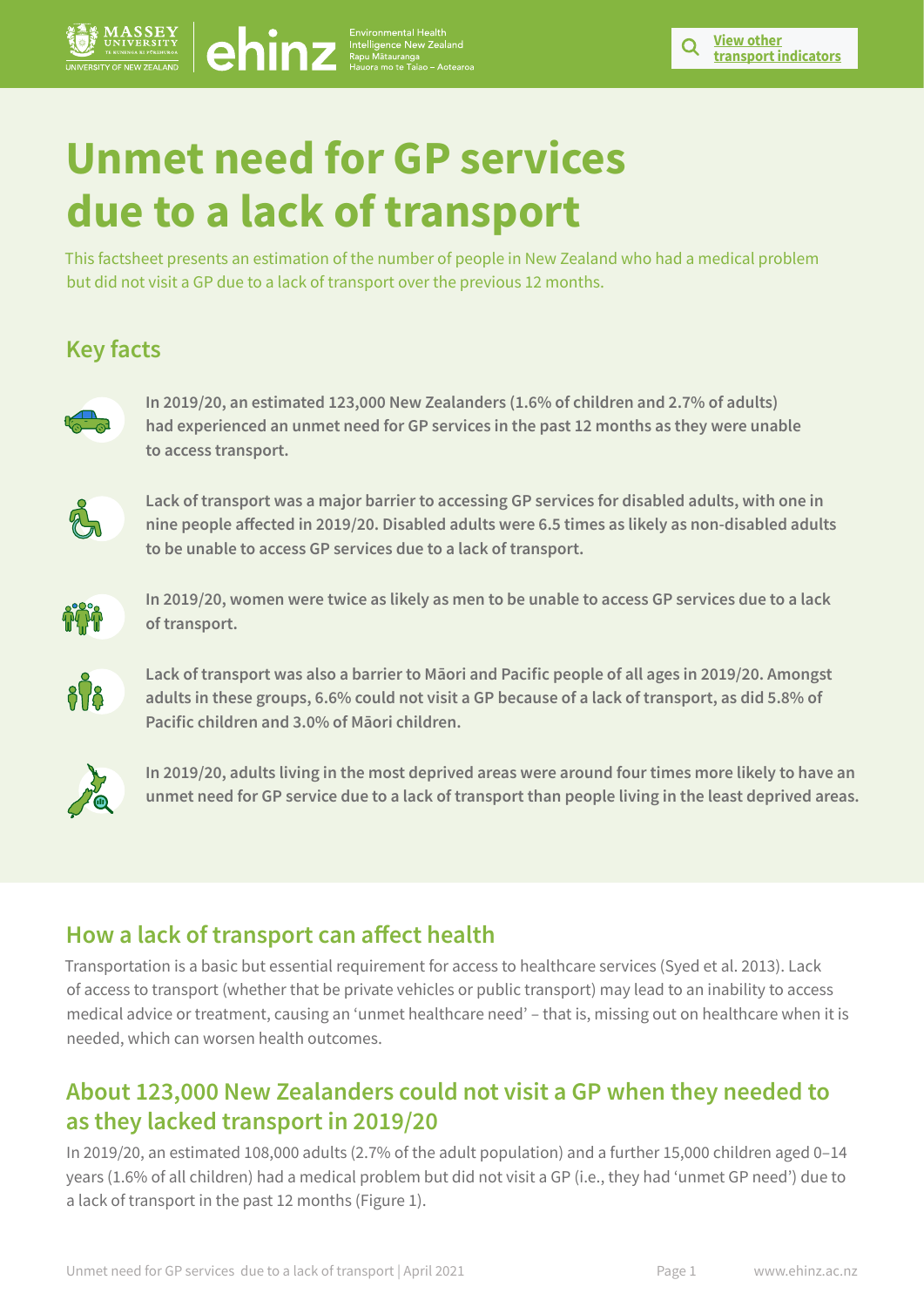Massey University | ehinz Environmental Health Intelligence New Zealand

View other transport indicators

# Unmet need for GP services due to a lack of transport

This factsheet presents an estimation of the number of people in New Zealand who had a medical problem but did not visit a GP due to a lack of transport over the previous 12 months.

## Key facts

**In 2019/20, an estimated 123,000 New Zealanders (1.6% of children and 2.7% of adults) had experienced an unmet need for GP services in the past 12 months as they were unable to access transport.**

**Lack of transport was a major barrier to accessing GP services for disabled adults, with one in nine people affected in 2019/20. Disabled adults were 6.5 times as likely as non-disabled adults to be unable to access GP services due to a lack of transport.**

**In 2019/20, women were twice as likely as men to be unable to access GP services due to a lack of transport.**

**Lack of transport was also a barrier to Māori and Pacific people of all ages in 2019/20. Amongst adults in these groups, 6.6% could not visit a GP because of a lack of transport, as did 5.8% of Pacific children and 3.0% of Māori children.**

**In 2019/20, adults living in the most deprived areas were around four times more likely to have an unmet need for GP service due to a lack of transport than people living in the least deprived areas.**

## How a lack of transport can affect health

Transportation is a basic but essential requirement for access to healthcare services (Syed et al. 2013). Lack of access to transport (whether that be private vehicles or public transport) may lead to an inability to access medical advice or treatment, causing an 'unmet healthcare need' – that is, missing out on healthcare when it is needed, which can worsen health outcomes.

## About 123,000 New Zealanders could not visit a GP when they needed to as they lacked transport in 2019/20

In 2019/20, an estimated 108,000 adults (2.7% of the adult population) and a further 15,000 children aged 0–14 years (1.6% of all children) had a medical problem but did not visit a GP (i.e., they had 'unmet GP need') due to a lack of transport in the past 12 months (Figure 1).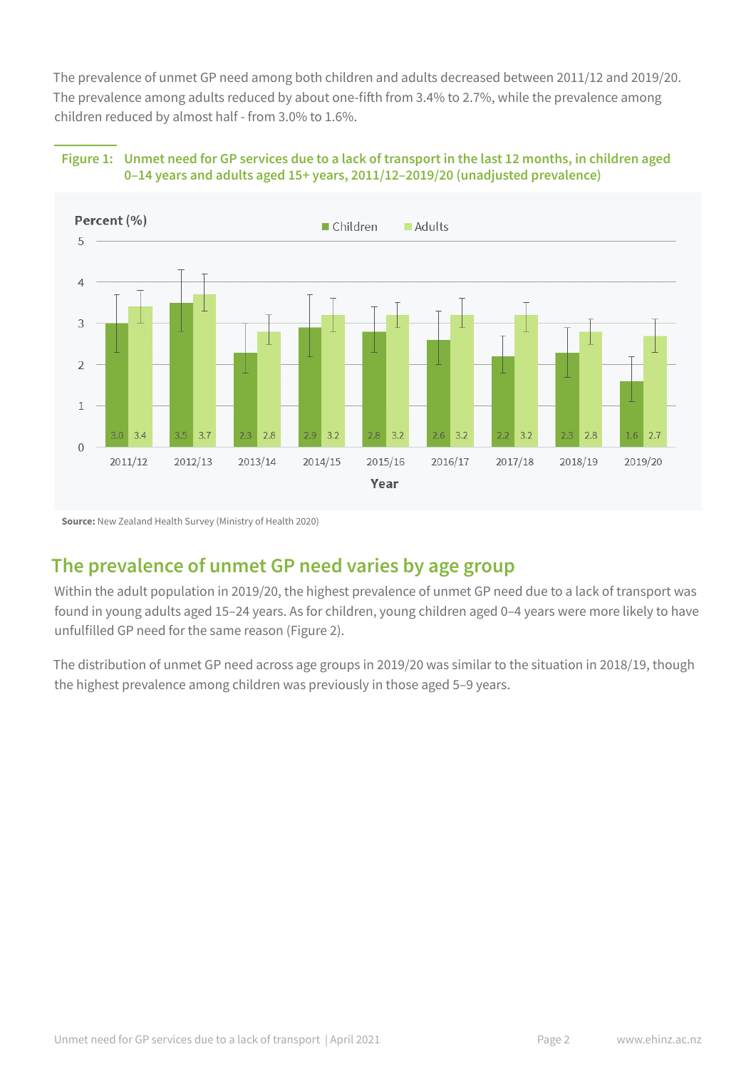The prevalence of unmet GP need among both children and adults decreased between 2011/12 and 2019/20. The prevalence among adults reduced by about one-fifth from 3.4% to 2.7%, while the prevalence among children reduced by almost half - from 3.0% to 1.6%.

**Figure 1: Unmet need for GP services due to a lack of transport in the last 12 months, in children aged 0–14 years and adults aged 15+ years, 2011/12–2019/20 (unadjusted prevalence)**

| Year | Children (%) | Adults (%) |
|---|---|---|
| 2011/12 | 3.0 | 3.4 |
| 2012/13 | 3.5 | 3.7 |
| 2013/14 | 2.3 | 2.8 |
| 2014/15 | 2.9 | 3.2 |
| 2015/16 | 2.8 | 3.2 |
| 2016/17 | 2.6 | 3.2 |
| 2017/18 | 2.2 | 3.2 |
| 2018/19 | 2.3 | 2.8 |
| 2019/20 | 1.6 | 2.7 |

**Source:** New Zealand Health Survey (Ministry of Health 2020)

## The prevalence of unmet GP need varies by age group

Within the adult population in 2019/20, the highest prevalence of unmet GP need due to a lack of transport was found in young adults aged 15–24 years. As for children, young children aged 0–4 years were more likely to have unfulfilled GP need for the same reason (Figure 2).

The distribution of unmet GP need across age groups in 2019/20 was similar to the situation in 2018/19, though the highest prevalence among children was previously in those aged 5–9 years.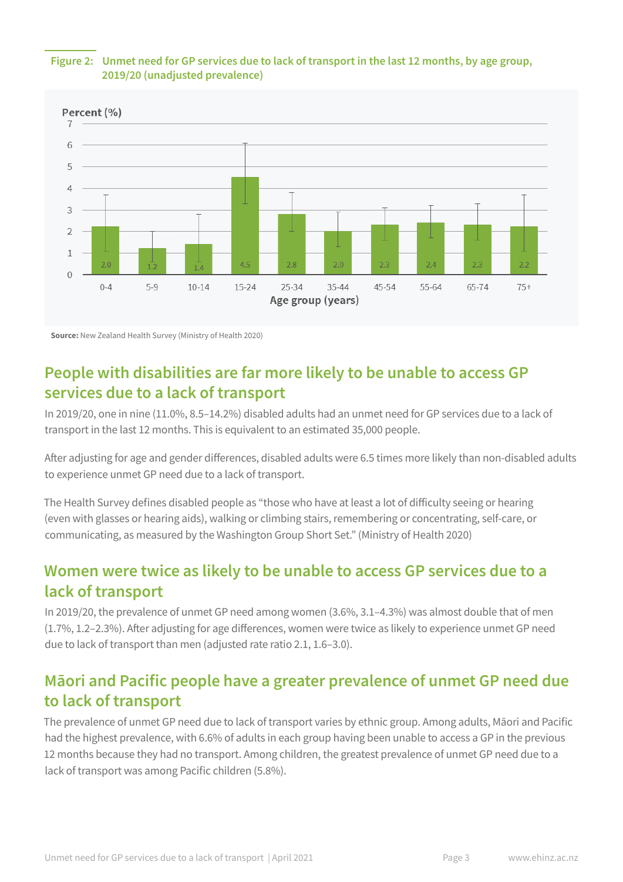**Figure 2: Unmet need for GP services due to lack of transport in the last 12 months, by age group, 2019/20 (unadjusted prevalence)**

| Age group (years) | Percent (%) |
|---|---|
| 0-4 | 2.0 |
| 5-9 | 1.2 |
| 10-14 | 1.4 |
| 15-24 | 4.5 |
| 25-34 | 2.8 |
| 35-44 | 2.0 |
| 45-54 | 2.3 |
| 55-64 | 2.4 |
| 65-74 | 2.3 |
| 75+ | 2.2 |

**Source:** New Zealand Health Survey (Ministry of Health 2020)

## People with disabilities are far more likely to be unable to access GP services due to a lack of transport

In 2019/20, one in nine (11.0%, 8.5–14.2%) disabled adults had an unmet need for GP services due to a lack of transport in the last 12 months. This is equivalent to an estimated 35,000 people.

After adjusting for age and gender differences, disabled adults were 6.5 times more likely than non-disabled adults to experience unmet GP need due to a lack of transport.

The Health Survey defines disabled people as "those who have at least a lot of difficulty seeing or hearing (even with glasses or hearing aids), walking or climbing stairs, remembering or concentrating, self-care, or communicating, as measured by the Washington Group Short Set." (Ministry of Health 2020)

## Women were twice as likely to be unable to access GP services due to a lack of transport

In 2019/20, the prevalence of unmet GP need among women (3.6%, 3.1–4.3%) was almost double that of men (1.7%, 1.2–2.3%). After adjusting for age differences, women were twice as likely to experience unmet GP need due to lack of transport than men (adjusted rate ratio 2.1, 1.6–3.0).

## Māori and Pacific people have a greater prevalence of unmet GP need due to lack of transport

The prevalence of unmet GP need due to lack of transport varies by ethnic group. Among adults, Māori and Pacific had the highest prevalence, with 6.6% of adults in each group having been unable to access a GP in the previous 12 months because they had no transport. Among children, the greatest prevalence of unmet GP need due to a lack of transport was among Pacific children (5.8%).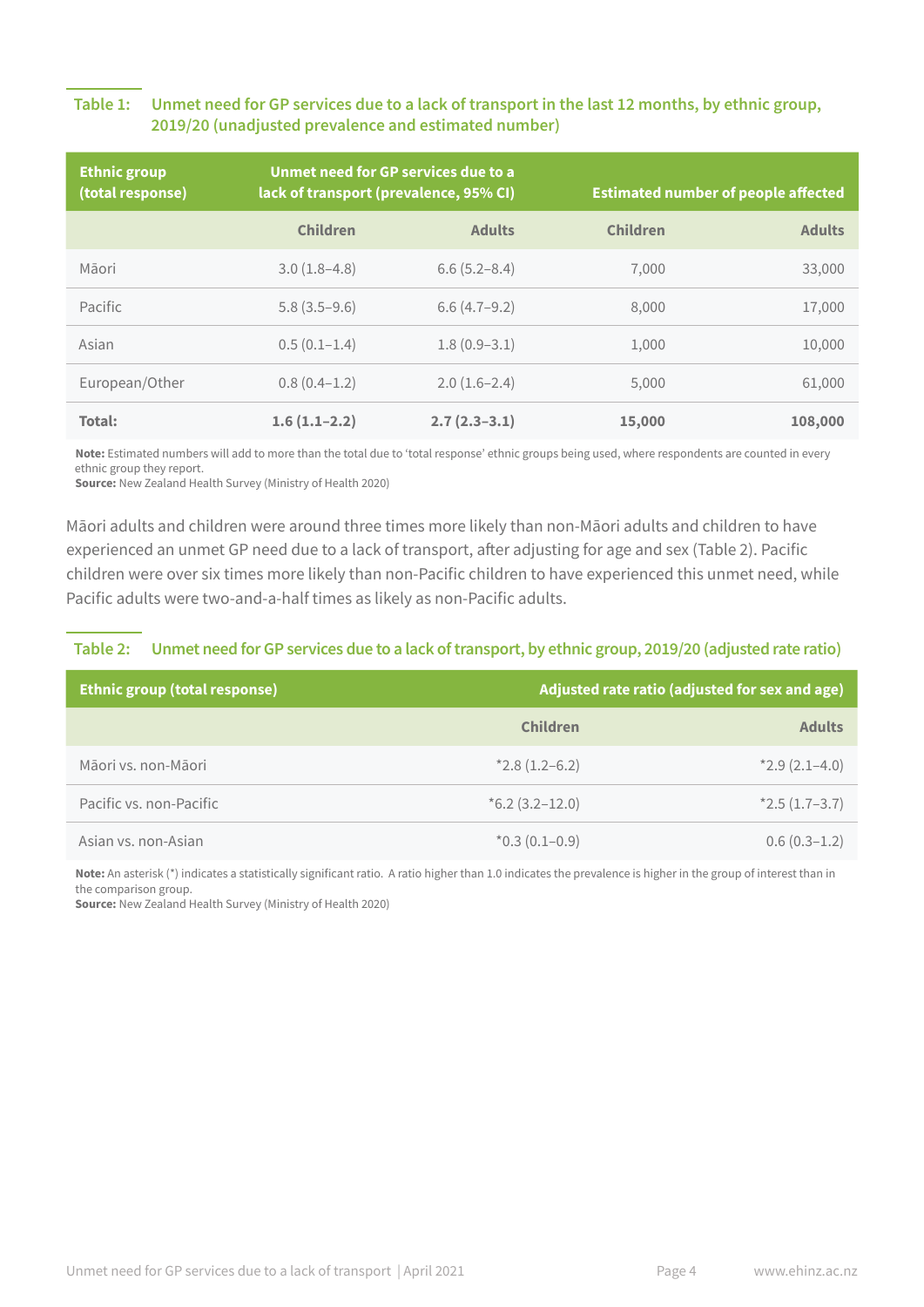**Table 1: Unmet need for GP services due to a lack of transport in the last 12 months, by ethnic group, 2019/20 (unadjusted prevalence and estimated number)**

| Ethnic group (total response) | Unmet need for GP services due to a lack of transport (prevalence, 95% CI) | | Estimated number of people affected | |
|---|---|---|---|---|
| | Children | Adults | Children | Adults |
| Māori | 3.0 (1.8–4.8) | 6.6 (5.2–8.4) | 7,000 | 33,000 |
| Pacific | 5.8 (3.5–9.6) | 6.6 (4.7–9.2) | 8,000 | 17,000 |
| Asian | 0.5 (0.1–1.4) | 1.8 (0.9–3.1) | 1,000 | 10,000 |
| European/Other | 0.8 (0.4–1.2) | 2.0 (1.6–2.4) | 5,000 | 61,000 |
| **Total:** | **1.6 (1.1–2.2)** | **2.7 (2.3–3.1)** | **15,000** | **108,000** |

**Note:** Estimated numbers will add to more than the total due to 'total response' ethnic groups being used, where respondents are counted in every ethnic group they report.
**Source:** New Zealand Health Survey (Ministry of Health 2020)

Māori adults and children were around three times more likely than non-Māori adults and children to have experienced an unmet GP need due to a lack of transport, after adjusting for age and sex (Table 2). Pacific children were over six times more likely than non-Pacific children to have experienced this unmet need, while Pacific adults were two-and-a-half times as likely as non-Pacific adults.

**Table 2: Unmet need for GP services due to a lack of transport, by ethnic group, 2019/20 (adjusted rate ratio)**

| Ethnic group (total response) | Adjusted rate ratio (adjusted for sex and age) | |
|---|---|---|
| | Children | Adults |
| Māori vs. non-Māori | *2.8 (1.2–6.2) | *2.9 (2.1–4.0) |
| Pacific vs. non-Pacific | *6.2 (3.2–12.0) | *2.5 (1.7–3.7) |
| Asian vs. non-Asian | *0.3 (0.1–0.9) | 0.6 (0.3–1.2) |

**Note:** An asterisk (*) indicates a statistically significant ratio. A ratio higher than 1.0 indicates the prevalence is higher in the group of interest than in the comparison group.
**Source:** New Zealand Health Survey (Ministry of Health 2020)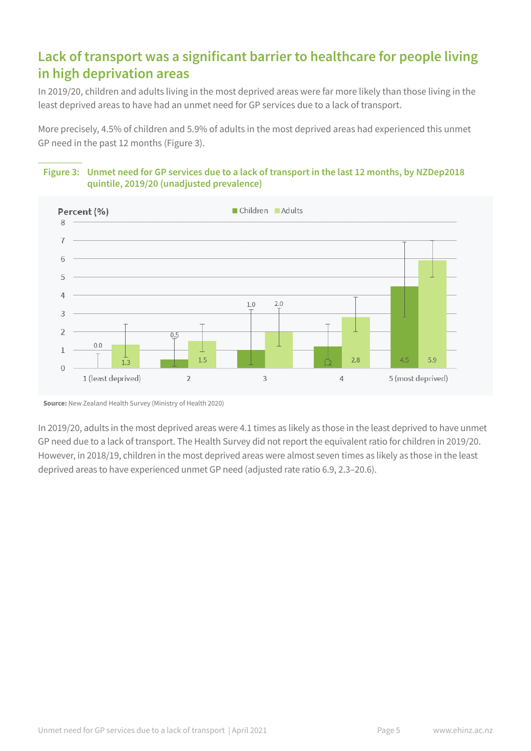## Lack of transport was a significant barrier to healthcare for people living in high deprivation areas

In 2019/20, children and adults living in the most deprived areas were far more likely than those living in the least deprived areas to have had an unmet need for GP services due to a lack of transport.

More precisely, 4.5% of children and 5.9% of adults in the most deprived areas had experienced this unmet GP need in the past 12 months (Figure 3).

**Figure 3: Unmet need for GP services due to a lack of transport in the last 12 months, by NZDep2018 quintile, 2019/20 (unadjusted prevalence)**

| NZDep2018 quintile | Children (%) | Adults (%) |
|---|---|---|
| 1 (least deprived) | 0.0 | 1.3 |
| 2 | 0.5 | 1.5 |
| 3 | 1.0 | 2.0 |
| 4 | 1.2 | 2.8 |
| 5 (most deprived) | 4.5 | 5.9 |

**Source:** New Zealand Health Survey (Ministry of Health 2020)

In 2019/20, adults in the most deprived areas were 4.1 times as likely as those in the least deprived to have unmet GP need due to a lack of transport. The Health Survey did not report the equivalent ratio for children in 2019/20. However, in 2018/19, children in the most deprived areas were almost seven times as likely as those in the least deprived areas to have experienced unmet GP need (adjusted rate ratio 6.9, 2.3–20.6).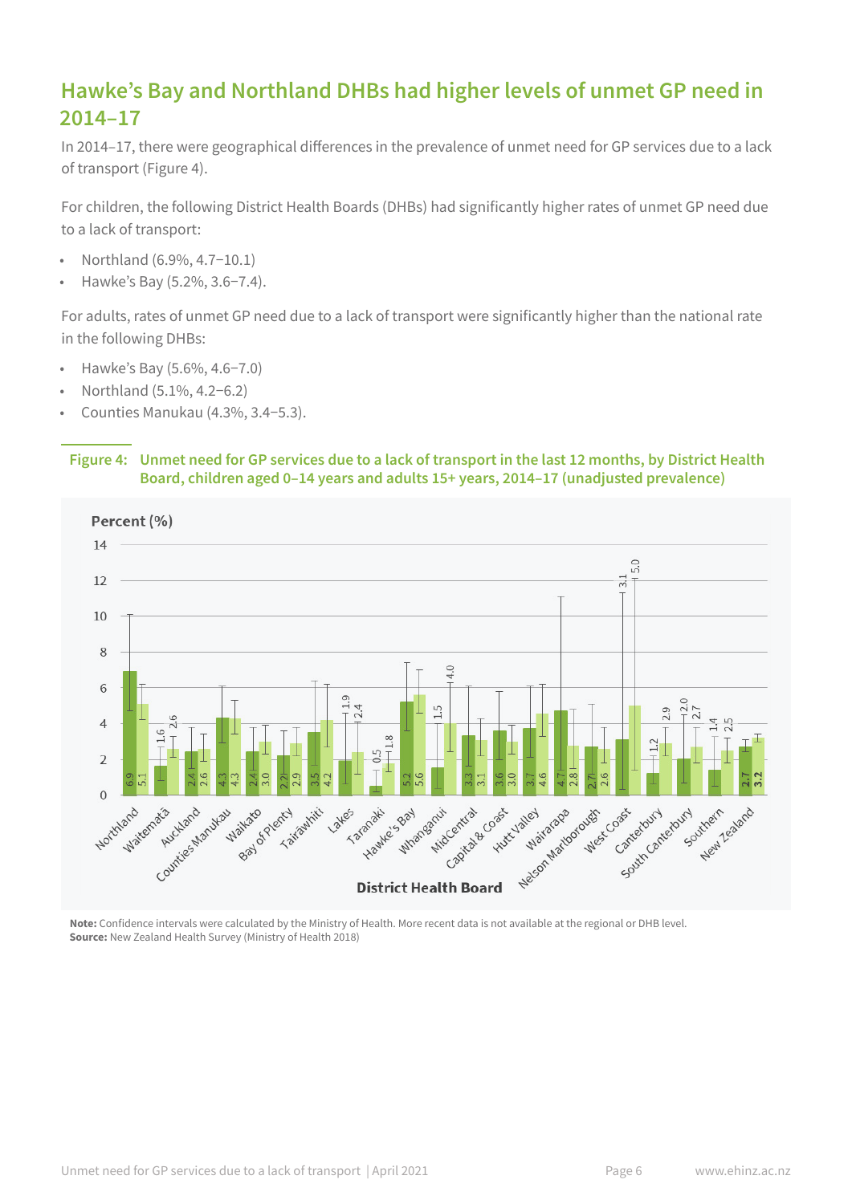## Hawke's Bay and Northland DHBs had higher levels of unmet GP need in 2014–17

In 2014–17, there were geographical differences in the prevalence of unmet need for GP services due to a lack of transport (Figure 4).

For children, the following District Health Boards (DHBs) had significantly higher rates of unmet GP need due to a lack of transport:

- Northland (6.9%, 4.7–10.1)
- Hawke's Bay (5.2%, 3.6–7.4).

For adults, rates of unmet GP need due to a lack of transport were significantly higher than the national rate in the following DHBs:

- Hawke's Bay (5.6%, 4.6–7.0)
- Northland (5.1%, 4.2–6.2)
- Counties Manukau (4.3%, 3.4–5.3).

**Figure 4: Unmet need for GP services due to a lack of transport in the last 12 months, by District Health Board, children aged 0–14 years and adults 15+ years, 2014–17 (unadjusted prevalence)**

| District Health Board | Children 0–14 years (%) | Adults 15+ years (%) |
|---|---|---|
| Northland | 6.9 | 5.1 |
| Waitematā | 1.6 | 2.6 |
| Auckland | 2.4 | 2.6 |
| Counties Manukau | 4.3 | 4.3 |
| Waikato | 2.4 | 3.0 |
| Bay of Plenty | 2.2 | 2.9 |
| Tairāwhiti | 3.5 | 4.2 |
| Lakes | 1.9 | 2.4 |
| Taranaki | 0.5 | 1.8 |
| Hawke's Bay | 5.2 | 5.6 |
| Whanganui | 1.5 | 4.0 |
| MidCentral | 3.3 | 3.1 |
| Capital & Coast | 3.6 | 3.0 |
| Hutt Valley | 3.7 | 4.6 |
| Wairarapa | 4.7 | 2.8 |
| Nelson Marlborough | 2.7 | 2.6 |
| West Coast | 3.1 | 5.0 |
| Canterbury | 1.2 | 2.9 |
| South Canterbury | 2.0 | 2.7 |
| Southern | 1.4 | 2.5 |
| New Zealand | 2.7 | 3.2 |

**Note:** Confidence intervals were calculated by the Ministry of Health. More recent data is not available at the regional or DHB level.
**Source:** New Zealand Health Survey (Ministry of Health 2018)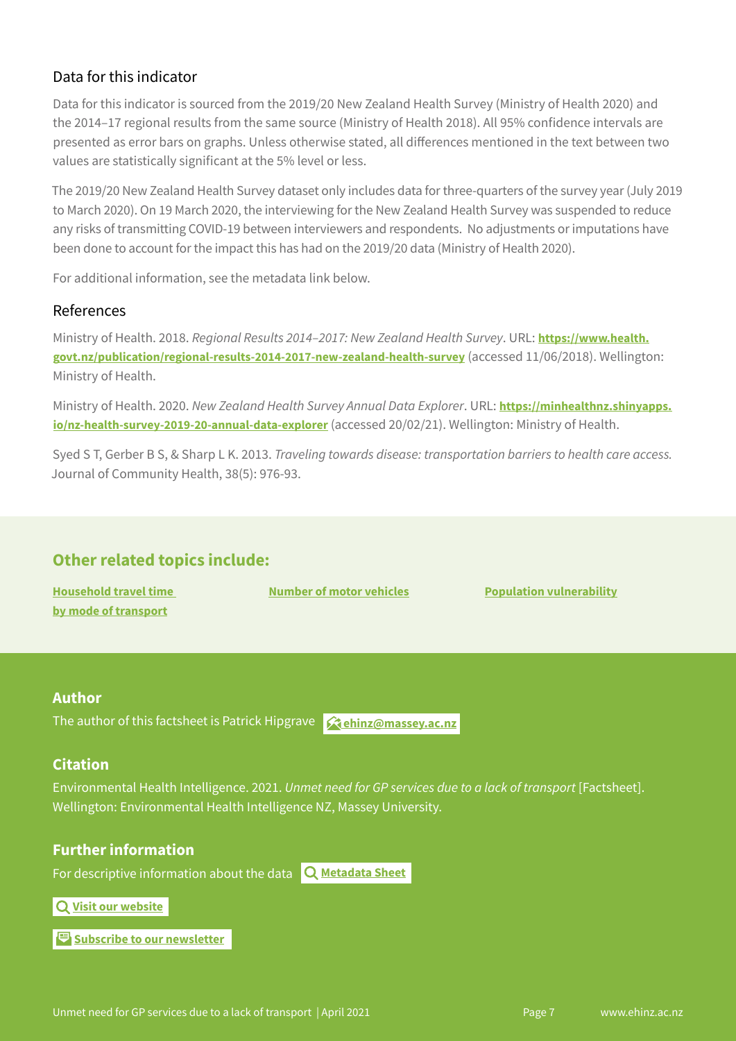## Data for this indicator

Data for this indicator is sourced from the 2019/20 New Zealand Health Survey (Ministry of Health 2020) and the 2014–17 regional results from the same source (Ministry of Health 2018). All 95% confidence intervals are presented as error bars on graphs. Unless otherwise stated, all differences mentioned in the text between two values are statistically significant at the 5% level or less.

The 2019/20 New Zealand Health Survey dataset only includes data for three-quarters of the survey year (July 2019 to March 2020). On 19 March 2020, the interviewing for the New Zealand Health Survey was suspended to reduce any risks of transmitting COVID-19 between interviewers and respondents. No adjustments or imputations have been done to account for the impact this has had on the 2019/20 data (Ministry of Health 2020).

For additional information, see the metadata link below.

## References

Ministry of Health. 2018. *Regional Results 2014–2017: New Zealand Health Survey*. URL: **https://www.health.govt.nz/publication/regional-results-2014-2017-new-zealand-health-survey** (accessed 11/06/2018). Wellington: Ministry of Health.

Ministry of Health. 2020. *New Zealand Health Survey Annual Data Explorer*. URL: **https://minhealthnz.shinyapps.io/nz-health-survey-2019-20-annual-data-explorer** (accessed 20/02/21). Wellington: Ministry of Health.

Syed S T, Gerber B S, & Sharp L K. 2013. *Traveling towards disease: transportation barriers to health care access.* Journal of Community Health, 38(5): 976-93.

## Other related topics include:

**Household travel time by mode of transport**

**Number of motor vehicles**

**Population vulnerability**

### Author

The author of this factsheet is Patrick Hipgrave **ehinz@massey.ac.nz**

### Citation

Environmental Health Intelligence. 2021. *Unmet need for GP services due to a lack of transport* [Factsheet]. Wellington: Environmental Health Intelligence NZ, Massey University.

### Further information

For descriptive information about the data **Metadata Sheet**

**Visit our website**

**Subscribe to our newsletter**